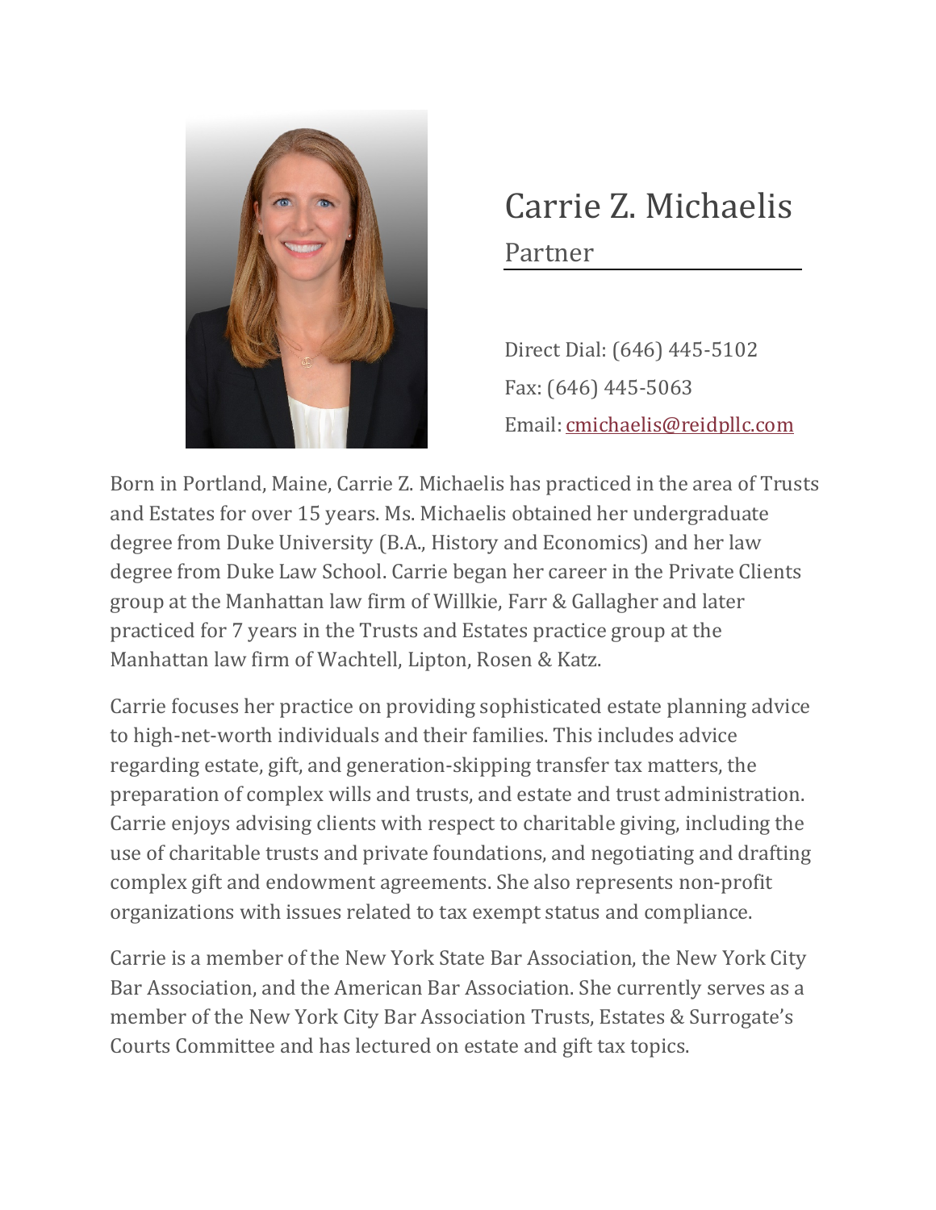# Carrie Z. Michaelis

## Partner

Direct Dial: (646) 445-5102

Fax: (646) 445-5063

Email: cmichaelis@reidpllc.com

Born in Portland, Maine, Carrie Z. Michaelis has practiced in the area of Trusts and Estates for over 15 years. Ms. Michaelis obtained her undergraduate degree from Duke University (B.A., History and Economics) and her law degree from Duke Law School. Carrie began her career in the Private Clients group at the Manhattan law firm of Willkie, Farr & Gallagher and later practiced for 7 years in the Trusts and Estates practice group at the Manhattan law firm of Wachtell, Lipton, Rosen & Katz.

Carrie focuses her practice on providing sophisticated estate planning advice to high-net-worth individuals and their families. This includes advice regarding estate, gift, and generation-skipping transfer tax matters, the preparation of complex wills and trusts, and estate and trust administration. Carrie enjoys advising clients with respect to charitable giving, including the use of charitable trusts and private foundations, and negotiating and drafting complex gift and endowment agreements. She also represents non-profit organizations with issues related to tax exempt status and compliance.

Carrie is a member of the New York State Bar Association, the New York City Bar Association, and the American Bar Association. She currently serves as a member of the New York City Bar Association Trusts, Estates & Surrogate's Courts Committee and has lectured on estate and gift tax topics.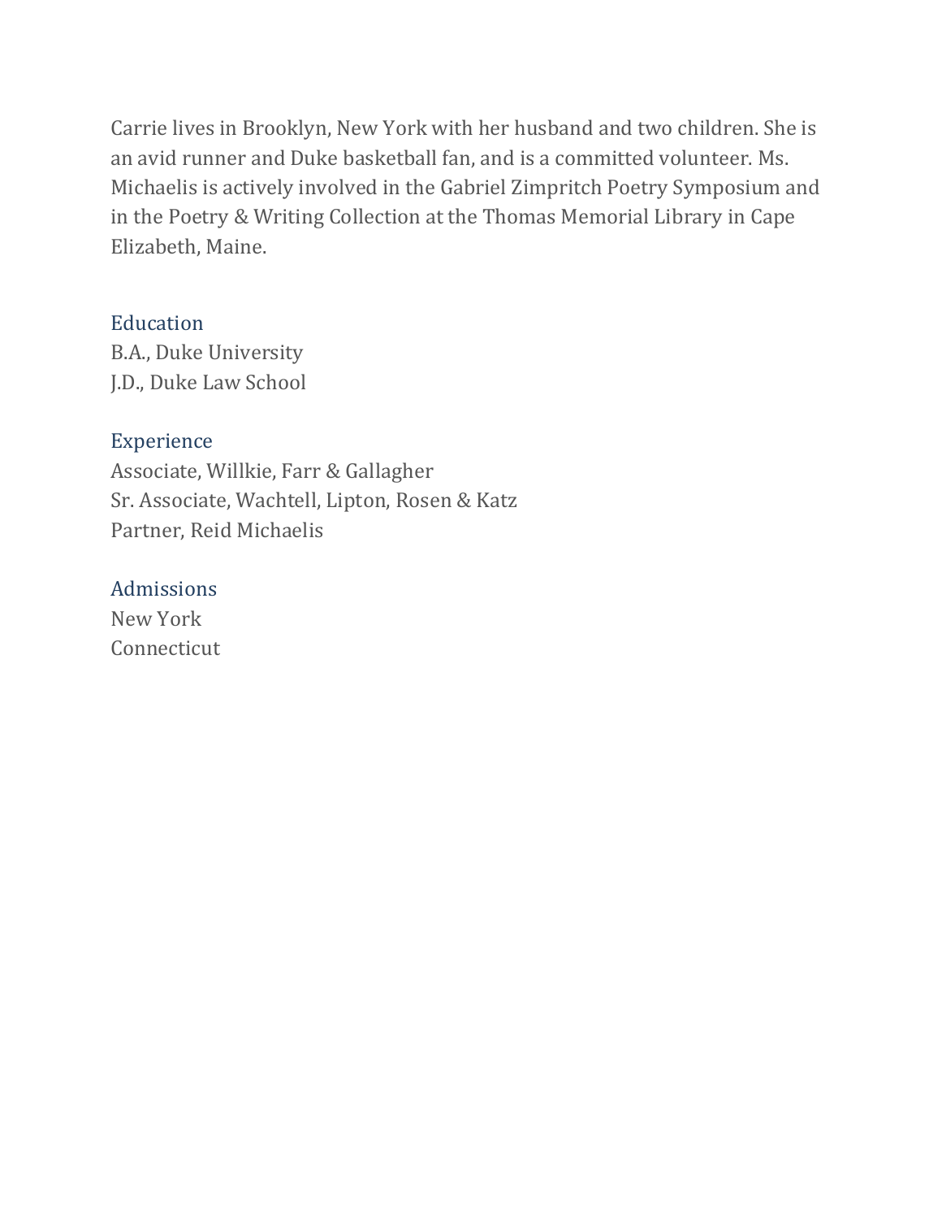Carrie lives in Brooklyn, New York with her husband and two children. She is an avid runner and Duke basketball fan, and is a committed volunteer. Ms. Michaelis is actively involved in the Gabriel Zimpritch Poetry Symposium and in the Poetry & Writing Collection at the Thomas Memorial Library in Cape Elizabeth, Maine.

## Education

B.A., Duke University
J.D., Duke Law School

## Experience

Associate, Willkie, Farr & Gallagher
Sr. Associate, Wachtell, Lipton, Rosen & Katz
Partner, Reid Michaelis

## Admissions

New York
Connecticut